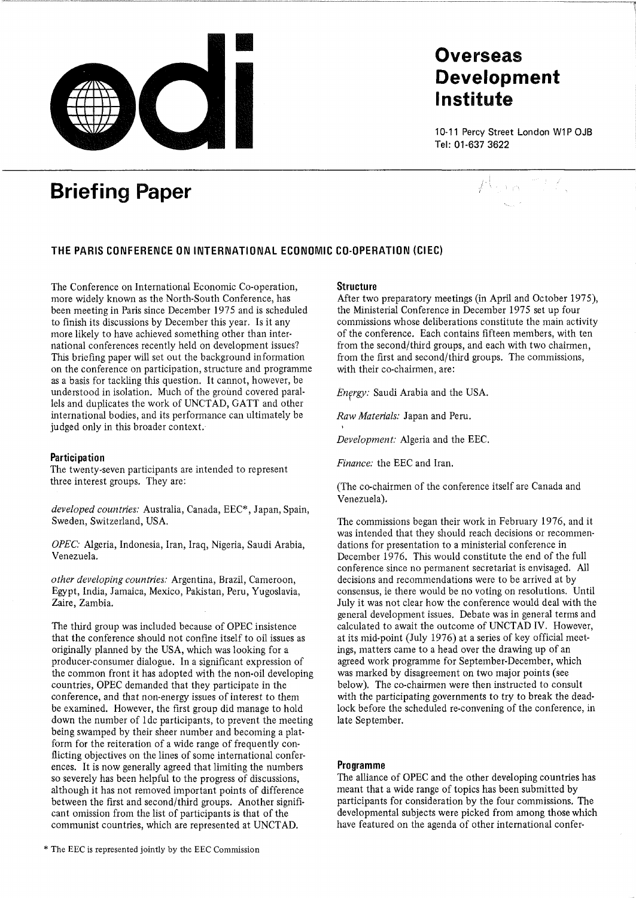# Overseas Development Institute

10-11 Percy Street London W1P OJB
Tel: 01-637 3622

# Briefing Paper

## THE PARIS CONFERENCE ON INTERNATIONAL ECONOMIC CO-OPERATION (CIEC)

The Conference on International Economic Co-operation, more widely known as the North-South Conference, has been meeting in Paris since December 1975 and is scheduled to finish its discussions by December this year. Is it any more likely to have achieved something other than international conferences recently held on development issues? This briefing paper will set out the background information on the conference on participation, structure and programme as a basis for tackling this question. It cannot, however, be understood in isolation. Much of the ground covered parallels and duplicates the work of UNCTAD, GATT and other international bodies, and its performance can ultimately be judged only in this broader context.

### Participation

The twenty-seven participants are intended to represent three interest groups. They are:

*developed countries:* Australia, Canada, EEC*, Japan, Spain, Sweden, Switzerland, USA.

*OPEC:* Algeria, Indonesia, Iran, Iraq, Nigeria, Saudi Arabia, Venezuela.

*other developing countries:* Argentina, Brazil, Cameroon, Egypt, India, Jamaica, Mexico, Pakistan, Peru, Yugoslavia, Zaire, Zambia.

The third group was included because of OPEC insistence that the conference should not confine itself to oil issues as originally planned by the USA, which was looking for a producer-consumer dialogue. In a significant expression of the common front it has adopted with the non-oil developing countries, OPEC demanded that they participate in the conference, and that non-energy issues of interest to them be examined. However, the first group did manage to hold down the number of ldc participants, to prevent the meeting being swamped by their sheer number and becoming a platform for the reiteration of a wide range of frequently conflicting objectives on the lines of some international conferences. It is now generally agreed that limiting the numbers so severely has been helpful to the progress of discussions, although it has not removed important points of difference between the first and second/third groups. Another significant omission from the list of participants is that of the communist countries, which are represented at UNCTAD.

### Structure

After two preparatory meetings (in April and October 1975), the Ministerial Conference in December 1975 set up four commissions whose deliberations constitute the main activity of the conference. Each contains fifteen members, with ten from the second/third groups, and each with two chairmen, from the first and second/third groups. The commissions, with their co-chairmen, are:

*Energy:* Saudi Arabia and the USA.

*Raw Materials:* Japan and Peru.

*Development:* Algeria and the EEC.

*Finance:* the EEC and Iran.

(The co-chairmen of the conference itself are Canada and Venezuela).

The commissions began their work in February 1976, and it was intended that they should reach decisions or recommendations for presentation to a ministerial conference in December 1976. This would constitute the end of the full conference since no permanent secretariat is envisaged. All decisions and recommendations were to be arrived at by consensus, ie there would be no voting on resolutions. Until July it was not clear how the conference would deal with the general development issues. Debate was in general terms and calculated to await the outcome of UNCTAD IV. However, at its mid-point (July 1976) at a series of key official meetings, matters came to a head over the drawing up of an agreed work programme for September-December, which was marked by disagreement on two major points (see below). The co-chairmen were then instructed to consult with the participating governments to try to break the deadlock before the scheduled re-convening of the conference, in late September.

### Programme

The alliance of OPEC and the other developing countries has meant that a wide range of topics has been submitted by participants for consideration by the four commissions. The developmental subjects were picked from among those which have featured on the agenda of other international confer-

\* The EEC is represented jointly by the EEC Commission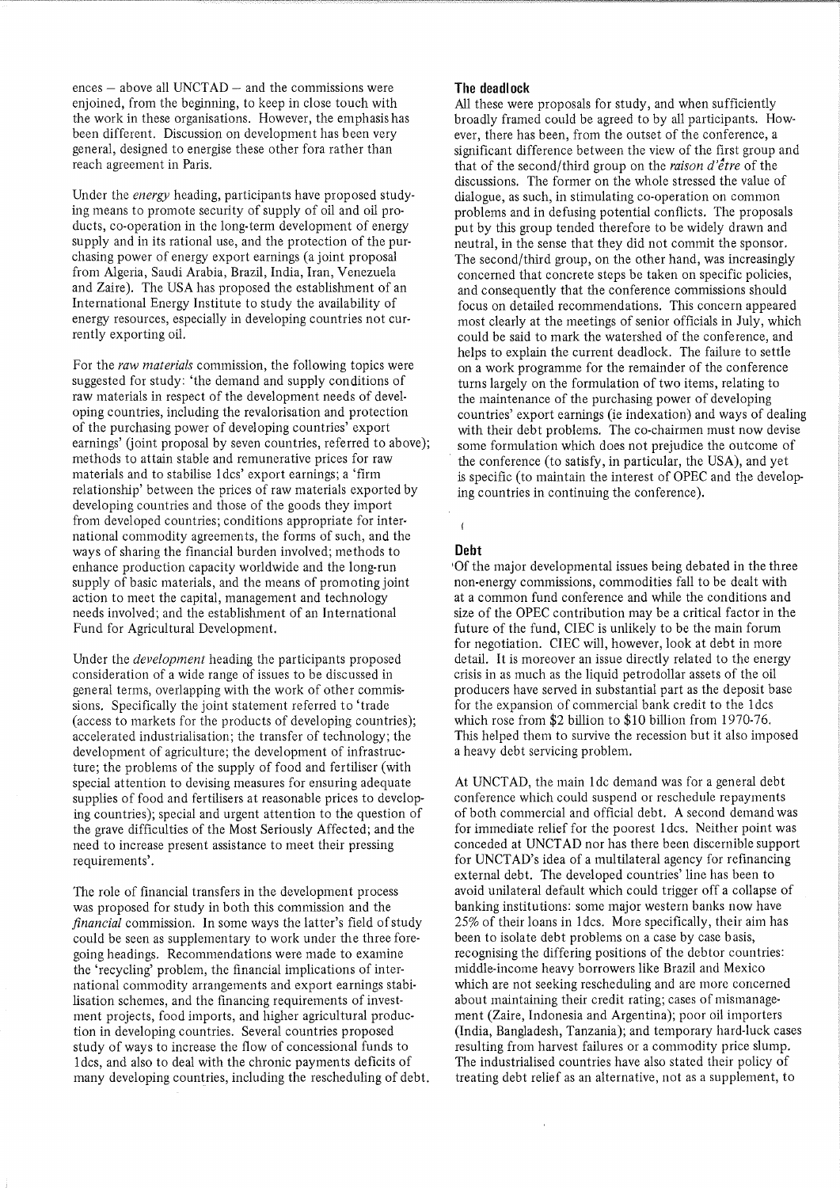ences – above all UNCTAD – and the commissions were enjoined, from the beginning, to keep in close touch with the work in these organisations. However, the emphasis has been different. Discussion on development has been very general, designed to energise these other fora rather than reach agreement in Paris.

Under the *energy* heading, participants have proposed studying means to promote security of supply of oil and oil products, co-operation in the long-term development of energy supply and in its rational use, and the protection of the purchasing power of energy export earnings (a joint proposal from Algeria, Saudi Arabia, Brazil, India, Iran, Venezuela and Zaire). The USA has proposed the establishment of an International Energy Institute to study the availability of energy resources, especially in developing countries not currently exporting oil.

For the *raw materials* commission, the following topics were suggested for study: 'the demand and supply conditions of raw materials in respect of the development needs of developing countries, including the revalorisation and protection of the purchasing power of developing countries' export earnings' (joint proposal by seven countries, referred to above); methods to attain stable and remunerative prices for raw materials and to stabilise ldcs' export earnings; a 'firm relationship' between the prices of raw materials exported by developing countries and those of the goods they import from developed countries; conditions appropriate for international commodity agreements, the forms of such, and the ways of sharing the financial burden involved; methods to enhance production capacity worldwide and the long-run supply of basic materials, and the means of promoting joint action to meet the capital, management and technology needs involved; and the establishment of an International Fund for Agricultural Development.

Under the *development* heading the participants proposed consideration of a wide range of issues to be discussed in general terms, overlapping with the work of other commissions. Specifically the joint statement referred to 'trade (access to markets for the products of developing countries); accelerated industrialisation; the transfer of technology; the development of agriculture; the development of infrastructure; the problems of the supply of food and fertiliser (with special attention to devising measures for ensuring adequate supplies of food and fertilisers at reasonable prices to developing countries); special and urgent attention to the question of the grave difficulties of the Most Seriously Affected; and the need to increase present assistance to meet their pressing requirements'.

The role of financial transfers in the development process was proposed for study in both this commission and the *financial* commission. In some ways the latter's field of study could be seen as supplementary to work under the three foregoing headings. Recommendations were made to examine the 'recycling' problem, the financial implications of international commodity arrangements and export earnings stabilisation schemes, and the financing requirements of investment projects, food imports, and higher agricultural production in developing countries. Several countries proposed study of ways to increase the flow of concessional funds to ldcs, and also to deal with the chronic payments deficits of many developing countries, including the rescheduling of debt.

## The deadlock

All these were proposals for study, and when sufficiently broadly framed could be agreed to by all participants. However, there has been, from the outset of the conference, a significant difference between the view of the first group and that of the second/third group on the *raison d'être* of the discussions. The former on the whole stressed the value of dialogue, as such, in stimulating co-operation on common problems and in defusing potential conflicts. The proposals put by this group tended therefore to be widely drawn and neutral, in the sense that they did not commit the sponsor. The second/third group, on the other hand, was increasingly concerned that concrete steps be taken on specific policies, and consequently that the conference commissions should focus on detailed recommendations. This concern appeared most clearly at the meetings of senior officials in July, which could be said to mark the watershed of the conference, and helps to explain the current deadlock. The failure to settle on a work programme for the remainder of the conference turns largely on the formulation of two items, relating to the maintenance of the purchasing power of developing countries' export earnings (ie indexation) and ways of dealing with their debt problems. The co-chairmen must now devise some formulation which does not prejudice the outcome of the conference (to satisfy, in particular, the USA), and yet is specific (to maintain the interest of OPEC and the developing countries in continuing the conference).

## Debt

Of the major developmental issues being debated in the three non-energy commissions, commodities fall to be dealt with at a common fund conference and while the conditions and size of the OPEC contribution may be a critical factor in the future of the fund, CIEC is unlikely to be the main forum for negotiation. CIEC will, however, look at debt in more detail. It is moreover an issue directly related to the energy crisis in as much as the liquid petrodollar assets of the oil producers have served in substantial part as the deposit base for the expansion of commercial bank credit to the ldcs which rose from \$2 billion to \$10 billion from 1970-76. This helped them to survive the recession but it also imposed a heavy debt servicing problem.

At UNCTAD, the main ldc demand was for a general debt conference which could suspend or reschedule repayments of both commercial and official debt. A second demand was for immediate relief for the poorest ldcs. Neither point was conceded at UNCTAD nor has there been discernible support for UNCTAD's idea of a multilateral agency for refinancing external debt. The developed countries' line has been to avoid unilateral default which could trigger off a collapse of banking institutions: some major western banks now have 25% of their loans in ldcs. More specifically, their aim has been to isolate debt problems on a case by case basis, recognising the differing positions of the debtor countries: middle-income heavy borrowers like Brazil and Mexico which are not seeking rescheduling and are more concerned about maintaining their credit rating; cases of mismanagement (Zaire, Indonesia and Argentina); poor oil importers (India, Bangladesh, Tanzania); and temporary hard-luck cases resulting from harvest failures or a commodity price slump. The industrialised countries have also stated their policy of treating debt relief as an alternative, not as a supplement, to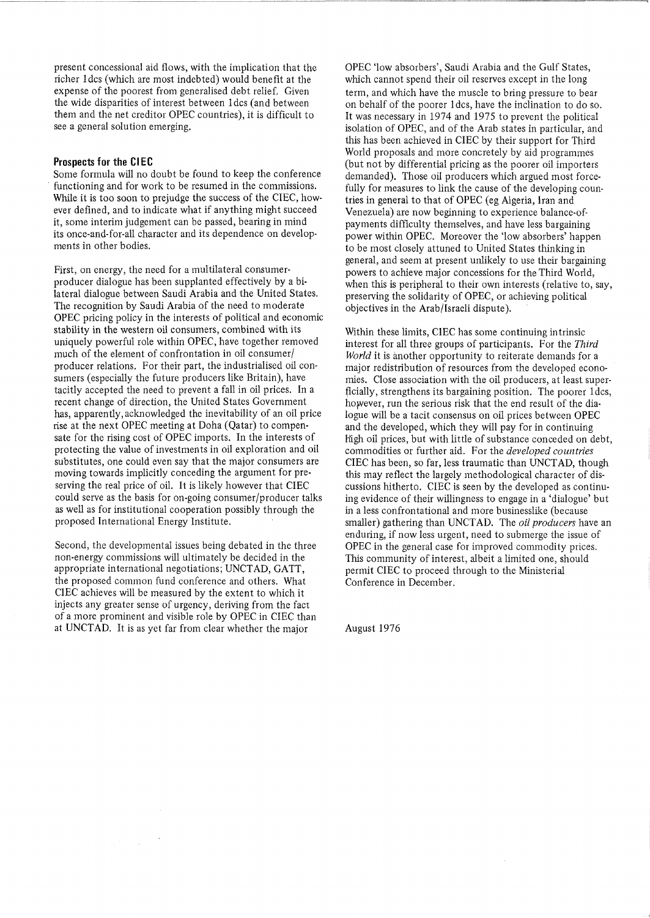present concessional aid flows, with the implication that the richer ldcs (which are most indebted) would benefit at the expense of the poorest from generalised debt relief. Given the wide disparities of interest between ldcs (and between them and the net creditor OPEC countries), it is difficult to see a general solution emerging.

## Prospects for the CIEC

Some formula will no doubt be found to keep the conference functioning and for work to be resumed in the commissions. While it is too soon to prejudge the success of the CIEC, however defined, and to indicate what if anything might succeed it, some interim judgement can be passed, bearing in mind its once-and-for-all character and its dependence on developments in other bodies.

First, on energy, the need for a multilateral consumer-producer dialogue has been supplanted effectively by a bilateral dialogue between Saudi Arabia and the United States. The recognition by Saudi Arabia of the need to moderate OPEC pricing policy in the interests of political and economic stability in the western oil consumers, combined with its uniquely powerful role within OPEC, have together removed much of the element of confrontation in oil consumer/producer relations. For their part, the industrialised oil consumers (especially the future producers like Britain), have tacitly accepted the need to prevent a fall in oil prices. In a recent change of direction, the United States Government has, apparently, acknowledged the inevitability of an oil price rise at the next OPEC meeting at Doha (Qatar) to compensate for the rising cost of OPEC imports. In the interests of protecting the value of investments in oil exploration and oil substitutes, one could even say that the major consumers are moving towards implicitly conceding the argument for preserving the real price of oil. It is likely however that CIEC could serve as the basis for on-going consumer/producer talks as well as for institutional cooperation possibly through the proposed International Energy Institute.

Second, the developmental issues being debated in the three non-energy commissions will ultimately be decided in the appropriate international negotiations; UNCTAD, GATT, the proposed common fund conference and others. What CIEC achieves will be measured by the extent to which it injects any greater sense of urgency, deriving from the fact of a more prominent and visible role by OPEC in CIEC than at UNCTAD. It is as yet far from clear whether the major OPEC 'low absorbers', Saudi Arabia and the Gulf States, which cannot spend their oil reserves except in the long term, and which have the muscle to bring pressure to bear on behalf of the poorer ldcs, have the inclination to do so. It was necessary in 1974 and 1975 to prevent the political isolation of OPEC, and of the Arab states in particular, and this has been achieved in CIEC by their support for Third World proposals and more concretely by aid programmes (but not by differential pricing as the poorer oil importers demanded). Those oil producers which argued most forcefully for measures to link the cause of the developing countries in general to that of OPEC (eg Algeria, Iran and Venezuela) are now beginning to experience balance-of-payments difficulty themselves, and have less bargaining power within OPEC. Moreover the 'low absorbers' happen to be most closely attuned to United States thinking in general, and seem at present unlikely to use their bargaining powers to achieve major concessions for the Third World, when this is peripheral to their own interests (relative to, say, preserving the solidarity of OPEC, or achieving political objectives in the Arab/Israeli dispute).

Within these limits, CIEC has some continuing intrinsic interest for all three groups of participants. For the *Third World* it is another opportunity to reiterate demands for a major redistribution of resources from the developed economies. Close association with the oil producers, at least superficially, strengthens its bargaining position. The poorer ldcs, however, run the serious risk that the end result of the dialogue will be a tacit consensus on oil prices between OPEC and the developed, which they will pay for in continuing high oil prices, but with little of substance conceded on debt, commodities or further aid. For the *developed countries* CIEC has been, so far, less traumatic than UNCTAD, though this may reflect the largely methodological character of discussions hitherto. CIEC is seen by the developed as continuing evidence of their willingness to engage in a 'dialogue' but in a less confrontational and more businesslike (because smaller) gathering than UNCTAD. The *oil producers* have an enduring, if now less urgent, need to submerge the issue of OPEC in the general case for improved commodity prices. This community of interest, albeit a limited one, should permit CIEC to proceed through to the Ministerial Conference in December.

August 1976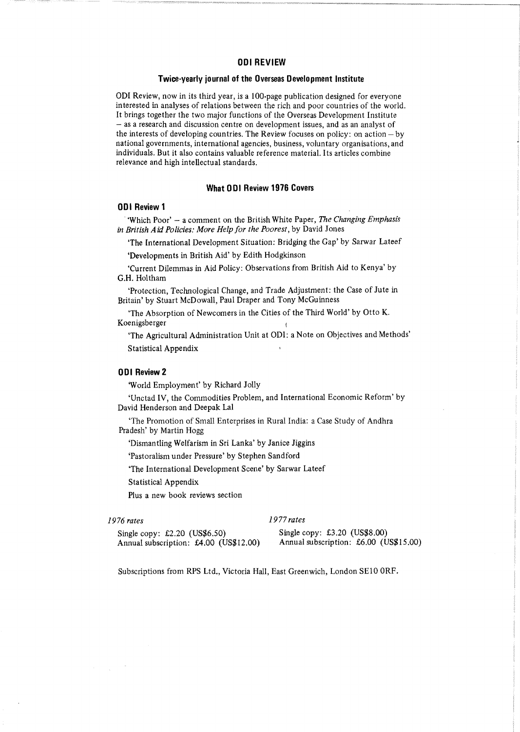# ODI REVIEW

## Twice-yearly journal of the Overseas Development Institute

ODI Review, now in its third year, is a 100-page publication designed for everyone interested in analyses of relations between the rich and poor countries of the world. It brings together the two major functions of the Overseas Development Institute – as a research and discussion centre on development issues, and as an analyst of the interests of developing countries. The Review focuses on policy: on action – by national governments, international agencies, business, voluntary organisations, and individuals. But it also contains valuable reference material. Its articles combine relevance and high intellectual standards.

## What ODI Review 1976 Covers

### ODI Review 1

'Which Poor' – a comment on the British White Paper, *The Changing Emphasis in British Aid Policies: More Help for the Poorest*, by David Jones

'The International Development Situation: Bridging the Gap' by Sarwar Lateef

'Developments in British Aid' by Edith Hodgkinson

'Current Dilemmas in Aid Policy: Observations from British Aid to Kenya' by G.H. Holtham

'Protection, Technological Change, and Trade Adjustment: the Case of Jute in Britain' by Stuart McDowall, Paul Draper and Tony McGuinness

'The Absorption of Newcomers in the Cities of the Third World' by Otto K. Koenigsberger

'The Agricultural Administration Unit at ODI: a Note on Objectives and Methods'

Statistical Appendix

### ODI Review 2

'World Employment' by Richard Jolly

'Unctad IV, the Commodities Problem, and International Economic Reform' by David Henderson and Deepak Lal

'The Promotion of Small Enterprises in Rural India: a Case Study of Andhra Pradesh' by Martin Hogg

'Dismantling Welfarism in Sri Lanka' by Janice Jiggins

'Pastoralism under Pressure' by Stephen Sandford

'The International Development Scene' by Sarwar Lateef

Statistical Appendix

Plus a new book reviews section

| *1976 rates* | *1977 rates* |
|---|---|
| Single copy: £2.20 (US$6.50) | Single copy: £3.20 (US$8.00) |
| Annual subscription: £4.00 (US$12.00) | Annual subscription: £6.00 (US$15.00) |

Subscriptions from RPS Ltd., Victoria Hall, East Greenwich, London SE10 0RF.